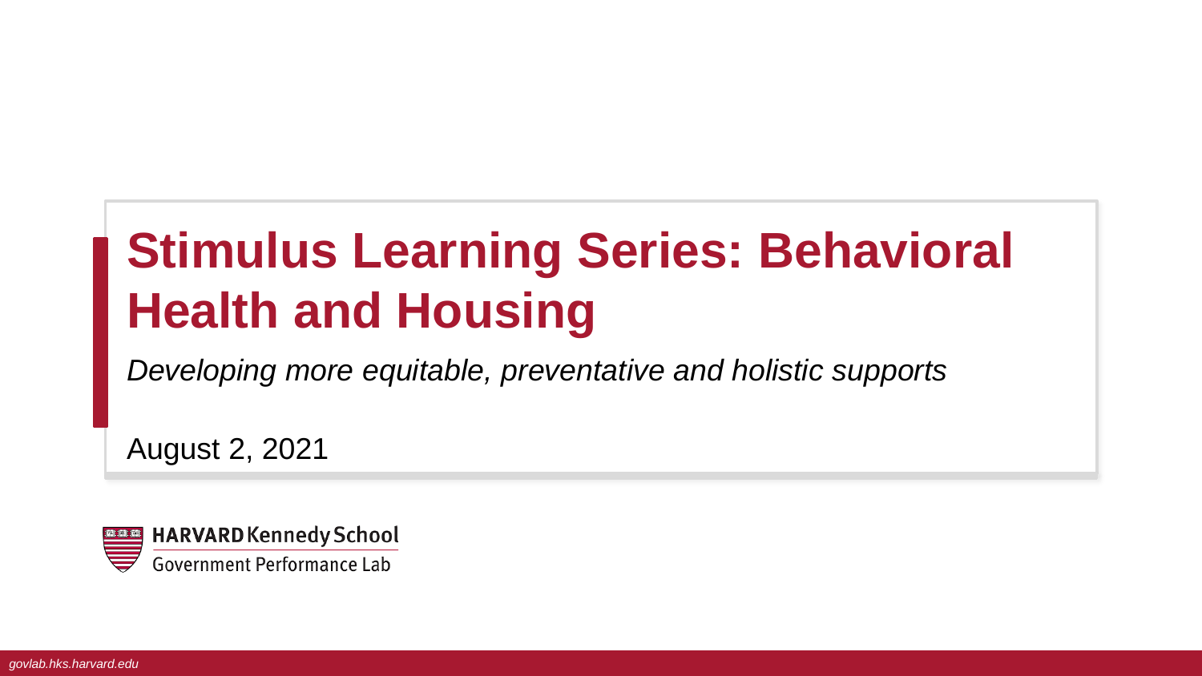# Stimulus Learning Series: Behavioral Health and Housing

*Developing more equitable, preventative and holistic supports*

August 2, 2021

**HARVARD** Kennedy School
Government Performance Lab

*govlab.hks.harvard.edu*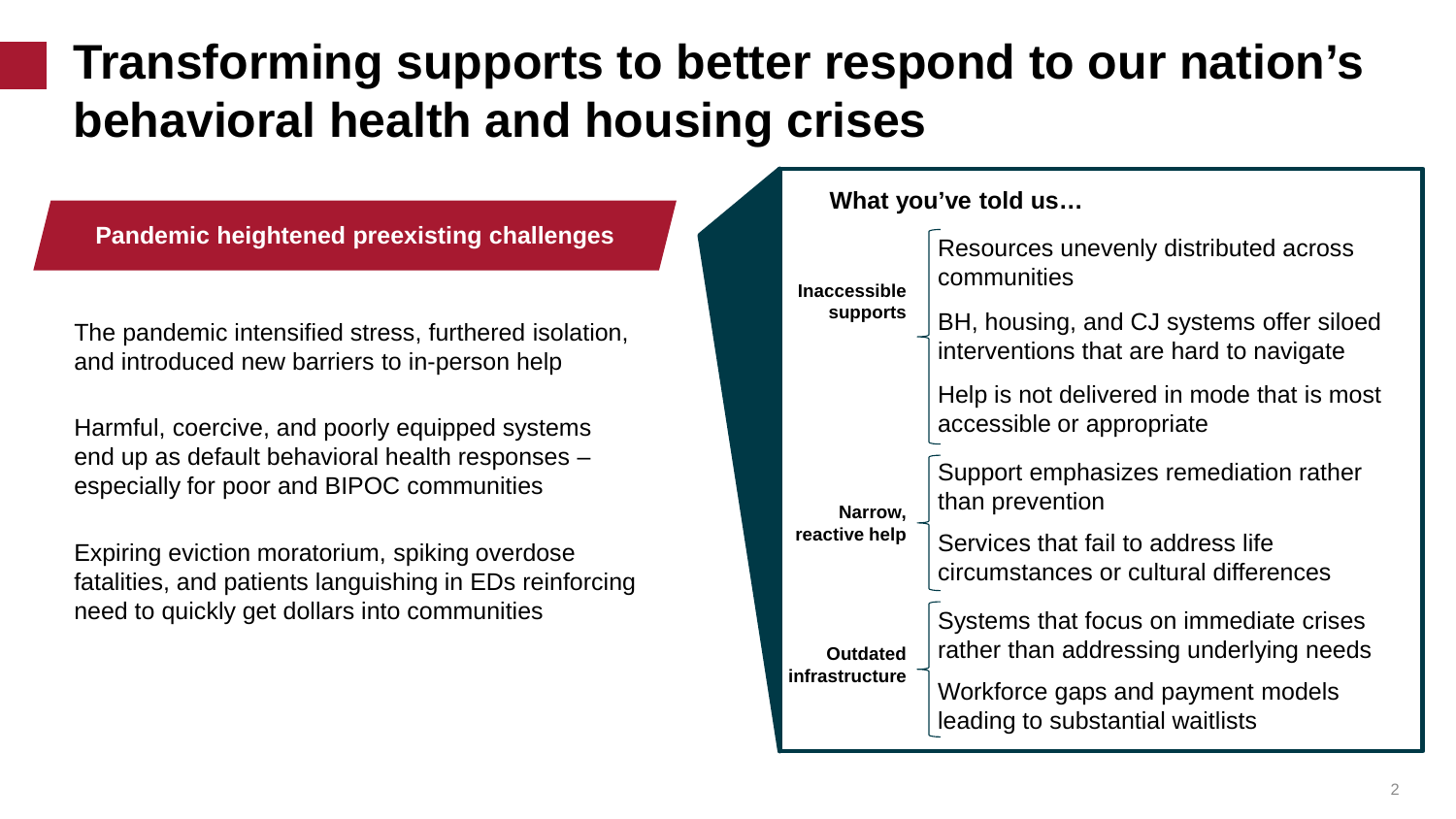# Transforming supports to better respond to our nation's behavioral health and housing crises

## Pandemic heightened preexisting challenges

The pandemic intensified stress, furthered isolation, and introduced new barriers to in-person help

Harmful, coercive, and poorly equipped systems end up as default behavioral health responses – especially for poor and BIPOC communities

Expiring eviction moratorium, spiking overdose fatalities, and patients languishing in EDs reinforcing need to quickly get dollars into communities

**What you've told us…**

**Inaccessible supports**

- Resources unevenly distributed across communities
- BH, housing, and CJ systems offer siloed interventions that are hard to navigate
- Help is not delivered in mode that is most accessible or appropriate

**Narrow, reactive help**

- Support emphasizes remediation rather than prevention
- Services that fail to address life circumstances or cultural differences

**Outdated infrastructure**

- Systems that focus on immediate crises rather than addressing underlying needs
- Workforce gaps and payment models leading to substantial waitlists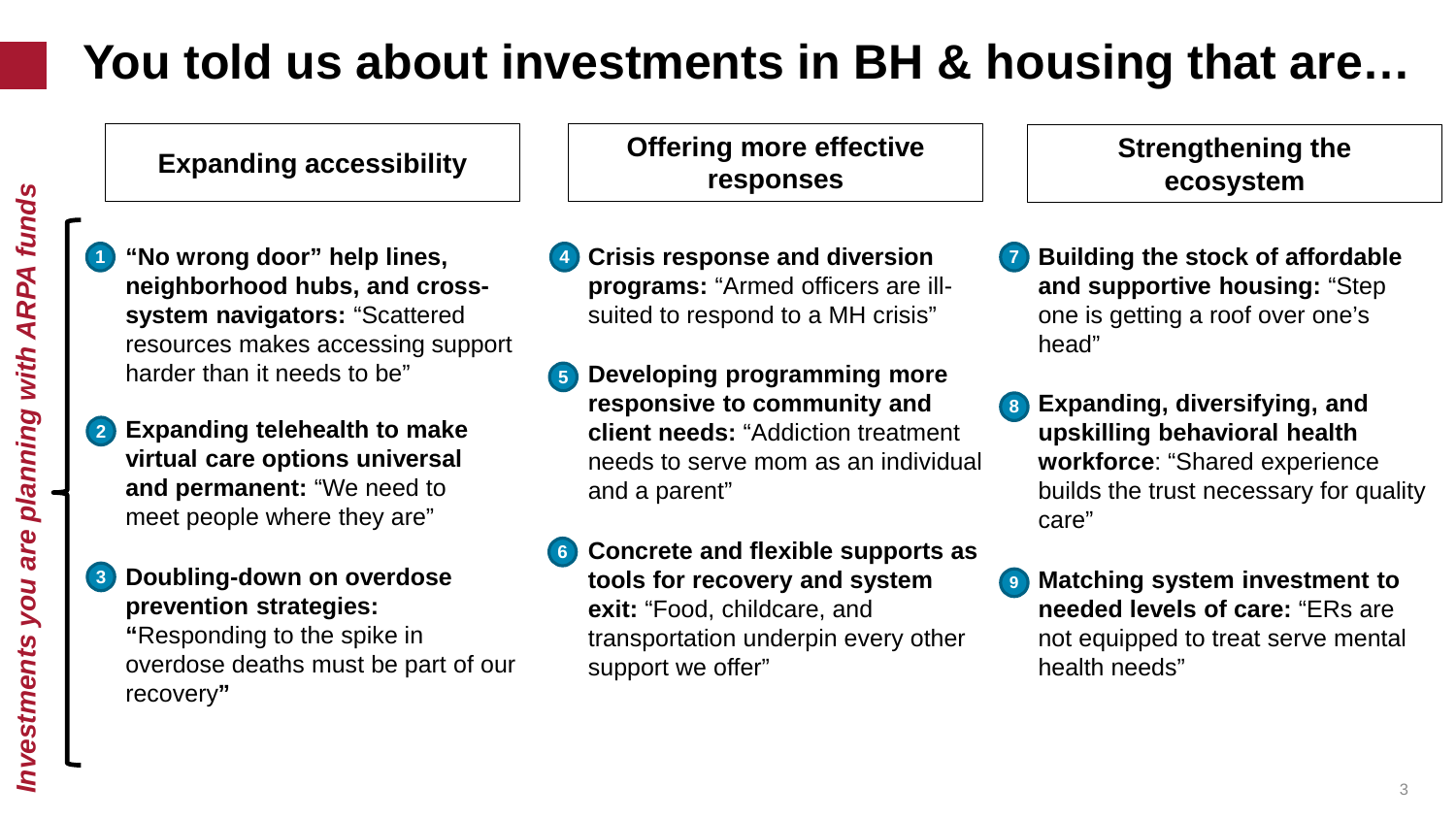# You told us about investments in BH & housing that are…

*Investments you are planning with ARPA funds*

## Expanding accessibility

1. **"No wrong door" help lines, neighborhood hubs, and cross-system navigators:** "Scattered resources makes accessing support harder than it needs to be"
2. **Expanding telehealth to make virtual care options universal and permanent:** "We need to meet people where they are"
3. **Doubling-down on overdose prevention strategies:** **"**Responding to the spike in overdose deaths must be part of our recovery**"**

## Offering more effective responses

4. **Crisis response and diversion programs:** "Armed officers are ill-suited to respond to a MH crisis"
5. **Developing programming more responsive to community and client needs:** "Addiction treatment needs to serve mom as an individual and a parent"
6. **Concrete and flexible supports as tools for recovery and system exit:** "Food, childcare, and transportation underpin every other support we offer"

## Strengthening the ecosystem

7. **Building the stock of affordable and supportive housing:** "Step one is getting a roof over one's head"
8. **Expanding, diversifying, and upskilling behavioral health workforce**: "Shared experience builds the trust necessary for quality care"
9. **Matching system investment to needed levels of care:** "ERs are not equipped to treat serve mental health needs"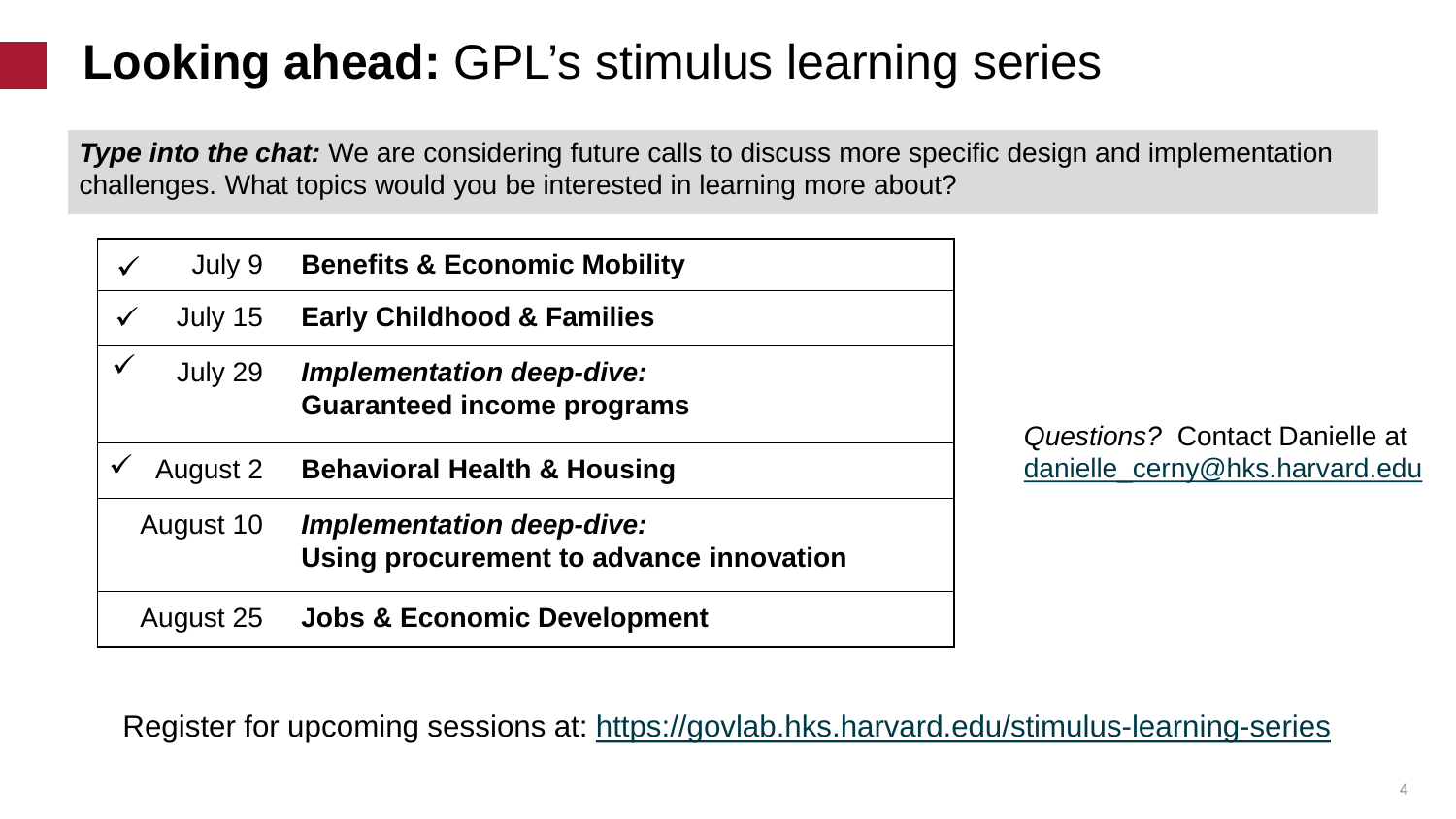# **Looking ahead:** GPL's stimulus learning series

***Type into the chat:*** We are considering future calls to discuss more specific design and implementation challenges. What topics would you be interested in learning more about?

| | | |
|---|---|---|
| ✓ | July 9 | **Benefits & Economic Mobility** |
| ✓ | July 15 | **Early Childhood & Families** |
| ✓ | July 29 | ***Implementation deep-dive:*** **Guaranteed income programs** |
| ✓ | August 2 | **Behavioral Health & Housing** |
| | August 10 | ***Implementation deep-dive:*** **Using procurement to advance innovation** |
| | August 25 | **Jobs & Economic Development** |

*Questions?* Contact Danielle at [danielle_cerny@hks.harvard.edu](mailto:danielle_cerny@hks.harvard.edu)

Register for upcoming sessions at: [https://govlab.hks.harvard.edu/stimulus-learning-series](https://govlab.hks.harvard.edu/stimulus-learning-series)